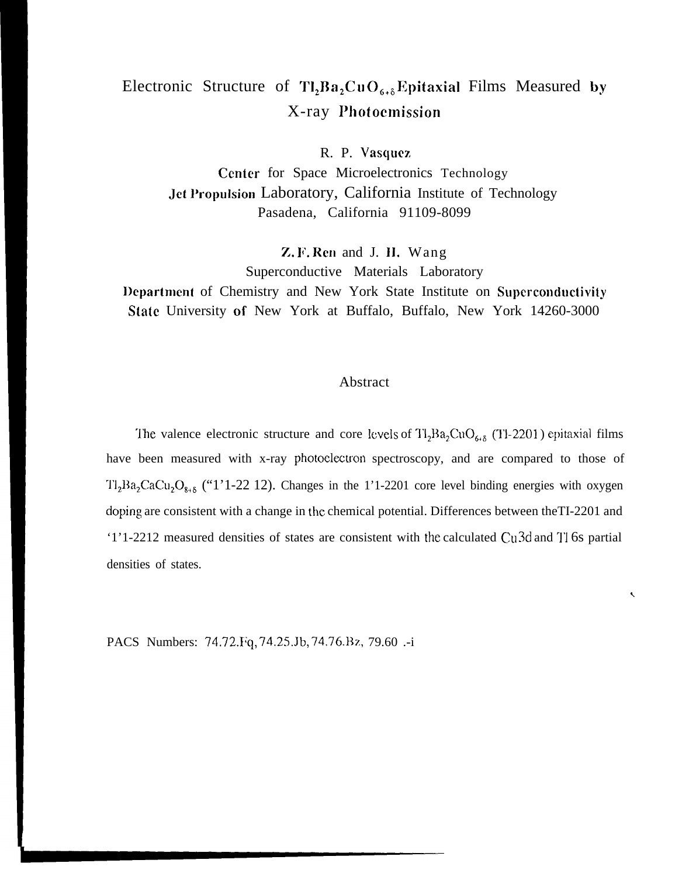# Electronic Structure of $Tl_2Ba_2CuO_{6+\delta}$ Epitaxial Films Measured by X-ray Photoemission

R. P. Vasquez

Center for Space Microelectronics Technology
Jet Propulsion Laboratory, California Institute of Technology
Pasadena, California 91109-8099

Z. F. Ren and J. H. Wang

Superconductive Materials Laboratory
Department of Chemistry and New York State Institute on Superconductivity
State University of New York at Buffalo, Buffalo, New York 14260-3000

## Abstract

The valence electronic structure and core levels of $Tl_2Ba_2CuO_{6+\delta}$ (Tl-2201) epitaxial films have been measured with x-ray photoelectron spectroscopy, and are compared to those of $Tl_2Ba_2CaCu_2O_{8+\delta}$ ("1'1-22 12). Changes in the 1'1-2201 core level binding energies with oxygen doping are consistent with a change in the chemical potential. Differences between theTI-2201 and '1'1-2212 measured densities of states are consistent with the calculated Cu 3d and Tl 6s partial densities of states.

PACS Numbers: 74.72.Fq, 74.25.Jb, 74.76.Bz, 79.60 .-i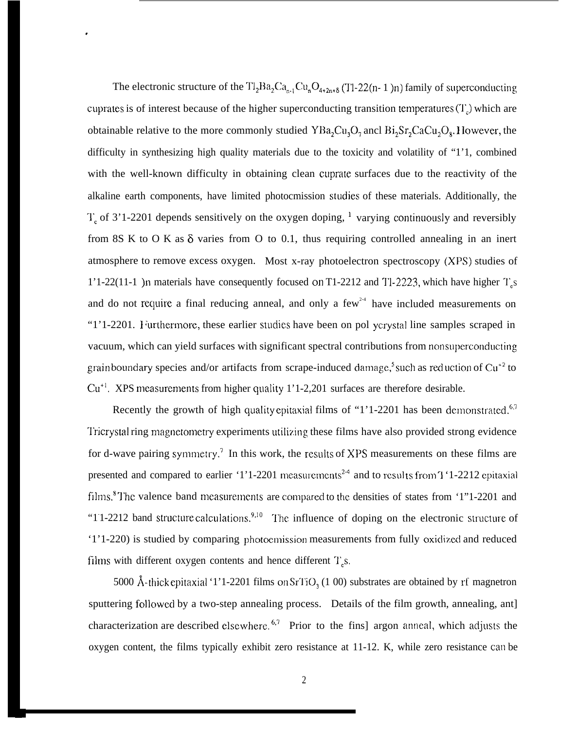The electronic structure of the $Tl_2Ba_2Ca_{n-1}Cu_nO_{4+2n+\delta}$ (Tl-22(n-1)n) family of superconducting cuprates is of interest because of the higher superconducting transition temperatures ($T_c$) which are obtainable relative to the more commonly studied $YBa_2Cu_3O_7$ ancl $Bi_2Sr_2CaCu_2O_8$. However, the difficulty in synthesizing high quality materials due to the toxicity and volatility of "1'1, combined with the well-known difficulty in obtaining clean cuprate surfaces due to the reactivity of the alkaline earth components, have limited photocmission studies of these materials. Additionally, the $T_c$ of 3'1-2201 depends sensitively on the oxygen doping, [1] varying continuously and reversibly from 8S K to O K as $\delta$ varies from O to 0.1, thus requiring controlled annealing in an inert atmosphere to remove excess oxygen. Most x-ray photoelectron spectroscopy (XPS) studies of 1'1-22(11-1 )n materials have consequently focused on T1-2212 and Tl-2223, which have higher $T_c$s and do not require a final reducing anneal, and only a few[2-4] have included measurements on "1'1-2201. Furthermore, these earlier studies have been on pol ycrystal line samples scraped in vacuum, which can yield surfaces with significant spectral contributions from nonsuperconducting grain boundary species and/or artifacts from scrape-induced damage,[5] such as red uction of $Cu^{+2}$ to $Cu^{+1}$. XPS measurements from higher quality 1'1-2,201 surfaces are therefore desirable.

Recently the growth of high quality epitaxial films of "1'1-2201 has been demonstrated.[6,7] Tricrystal ring magnetometry experiments utilizing these films have also provided strong evidence for d-wave pairing symmetry.[7] In this work, the results of XPS measurements on these films are presented and compared to earlier '1'1-2201 measurements[2-4] and to results from T '1-2212 epitaxial films.[8] The valence band measurements are compared to the densities of states from '1"1-2201 and "1'1-2212 band structure calculations.[9,10] The influence of doping on the electronic structure of '1'1-220) is studied by comparing photoemission measurements from fully oxidized and reduced films with different oxygen contents and hence different $T_c$s.

5000 Å-thick epitaxial '1'1-2201 films on $SrTiO_3$ (1 00) substrates are obtained by rf magnetron sputtering followed by a two-step annealing process. Details of the film growth, annealing, ant] characterization are described elsewhere.[6,7] Prior to the fins] argon anneal, which adjusts the oxygen content, the films typically exhibit zero resistance at 11-12. K, while zero resistance can be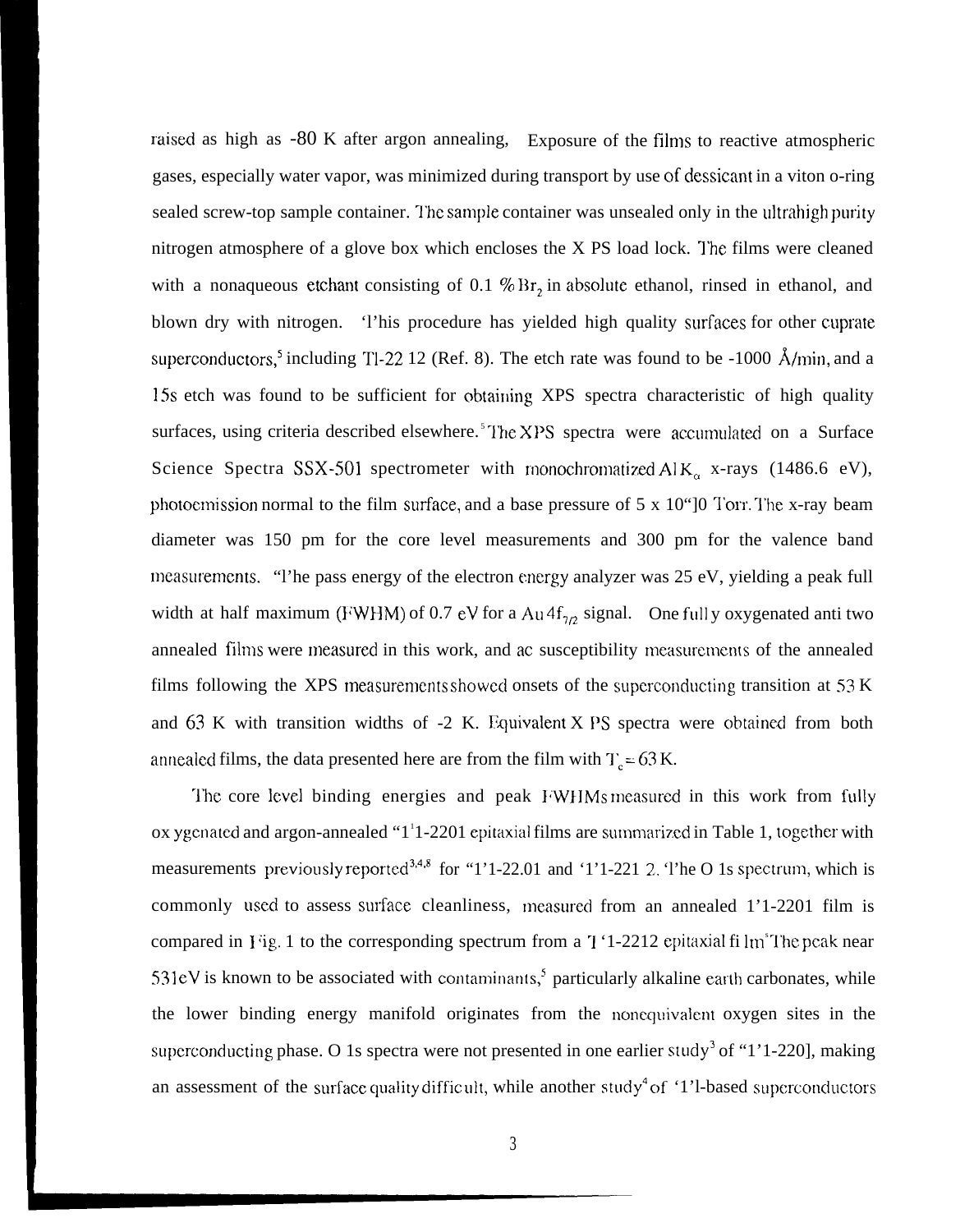raised as high as -80 K after argon annealing, Exposure of the films to reactive atmospheric gases, especially water vapor, was minimized during transport by use of dessicant in a viton o-ring sealed screw-top sample container. The sample container was unsealed only in the ultrahigh purity nitrogen atmosphere of a glove box which encloses the X PS load lock. The films were cleaned with a nonaqueous etchant consisting of 0.1 % $Br_2$ in absolute ethanol, rinsed in ethanol, and blown dry with nitrogen. 'l'his procedure has yielded high quality surfaces for other cuprate superconductors,[5] including Tl-22 12 (Ref. 8). The etch rate was found to be -1000 Å/min, and a 15s etch was found to be sufficient for obtaining XPS spectra characteristic of high quality surfaces, using criteria described elsewhere.[5] The XPS spectra were accumulated on a Surface Science Spectra SSX-501 spectrometer with monochromatized Al $K_\alpha$ x-rays (1486.6 eV), photoemission normal to the film surface, and a base pressure of 5 x 10"]0 Torr. The x-ray beam diameter was 150 pm for the core level measurements and 300 pm for the valence band measurements. "l'he pass energy of the electron energy analyzer was 25 eV, yielding a peak full width at half maximum (FWHM) of 0.7 eV for a Au $4f_{7/2}$ signal. One full y oxygenated anti two annealed films were measured in this work, and ac susceptibility measurements of the annealed films following the XPS measurements showed onsets of the superconducting transition at 53 K and 63 K with transition widths of -2 K. Equivalent X PS spectra were obtained from both annealed films, the data presented here are from the film with $T_c \approx 63$ K.

The core level binding energies and peak FWHMs measured in this work from fully ox ygenated and argon-annealed "1'1-2201 epitaxial films are summarized in Table 1, together with measurements previously reported[3,4,8] for "1'1-22.01 and '1'1-221 2. 'l'he O 1s spectrum, which is commonly used to assess surface cleanliness, measured from an annealed 1'1-2201 film is compared in Fig. 1 to the corresponding spectrum from a T '1-2212 epitaxial fi lm.[8] The peak near 531eV is known to be associated with contaminants,[5] particularly alkaline earth carbonates, while the lower binding energy manifold originates from the nonequivalent oxygen sites in the superconducting phase. O 1s spectra were not presented in one earlier study[3] of "1'1-220], making an assessment of the surface quality difficult, while another study[4] of '1'l-based superconductors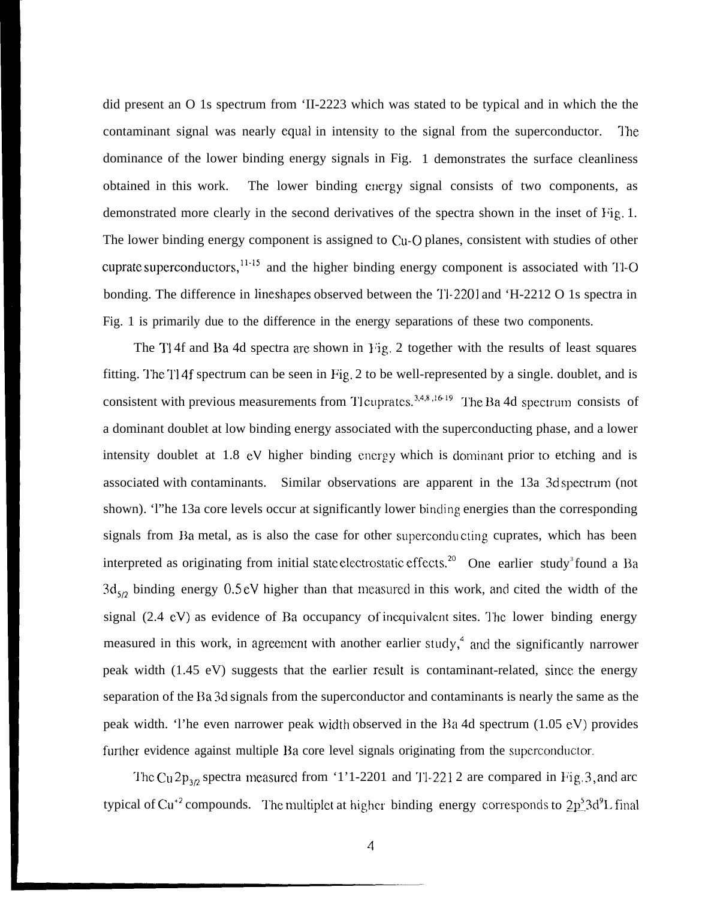did present an O 1s spectrum from 'Tl-2223 which was stated to be typical and in which the the contaminant signal was nearly equal in intensity to the signal from the superconductor. The dominance of the lower binding energy signals in Fig. 1 demonstrates the surface cleanliness obtained in this work. The lower binding energy signal consists of two components, as demonstrated more clearly in the second derivatives of the spectra shown in the inset of Fig. 1. The lower binding energy component is assigned to Cu-O planes, consistent with studies of other cuprate superconductors,[11-15] and the higher binding energy component is associated with Tl-O bonding. The difference in lineshapes observed between the Tl-2201 and Tl-2212 O 1s spectra in Fig. 1 is primarily due to the difference in the energy separations of these two components.

The Tl 4f and Ba 4d spectra are shown in Fig. 2 together with the results of least squares fitting. The Tl 4f spectrum can be seen in Fig. 2 to be well-represented by a single. doublet, and is consistent with previous measurements from Tl cuprates.[3,4,8,16-19] The Ba 4d spectrum consists of a dominant doublet at low binding energy associated with the superconducting phase, and a lower intensity doublet at 1.8 eV higher binding energy which is dominant prior to etching and is associated with contaminants. Similar observations are apparent in the Ba 3d spectrum (not shown). The Ba core levels occur at significantly lower binding energies than the corresponding signals from Ba metal, as is also the case for other superconducting cuprates, which has been interpreted as originating from initial state electrostatic effects.[20] One earlier study[3] found a Ba $3d_{5/2}$ binding energy 0.5 eV higher than that measured in this work, and cited the width of the signal (2.4 eV) as evidence of Ba occupancy of inequivalent sites. The lower binding energy measured in this work, in agreement with another earlier study,[4] and the significantly narrower peak width (1.45 eV) suggests that the earlier result is contaminant-related, since the energy separation of the Ba 3d signals from the superconductor and contaminants is nearly the same as the peak width. The even narrower peak width observed in the Ba 4d spectrum (1.05 eV) provides further evidence against multiple Ba core level signals originating from the superconductor.

The Cu $2p_{3/2}$ spectra measured from Tl-2201 and Tl-2212 are compared in Fig. 3, and are typical of $Cu^{+2}$ compounds. The multiplet at higher binding energy corresponds to $2\underline{p}^5 3d^9 L$ final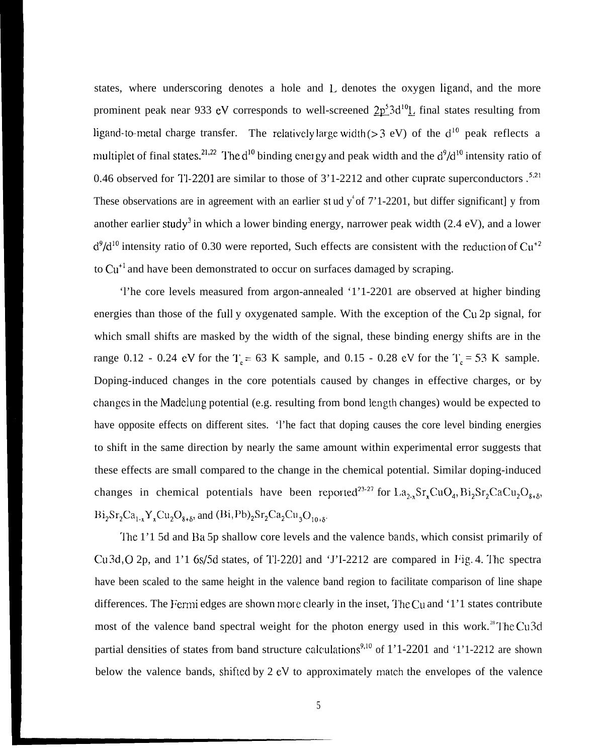states, where underscoring denotes a hole and L denotes the oxygen ligand, and the more prominent peak near 933 eV corresponds to well-screened $\underline{2p}^5 3d^{10}\underline{L}$ final states resulting from ligand-to-metal charge transfer. The relatively large width (> 3 eV) of the $d^{10}$ peak reflects a multiplet of final states.[21,22] The $d^{10}$ binding energy and peak width and the $d^9/d^{10}$ intensity ratio of 0.46 observed for Tl-2201 are similar to those of 3'1-2212 and other cuprate superconductors .[5,21] These observations are in agreement with an earlier st ud y[4] of 7'1-2201, but differ significant] y from another earlier study[3] in which a lower binding energy, narrower peak width (2.4 eV), and a lower $d^9/d^{10}$ intensity ratio of 0.30 were reported, Such effects are consistent with the reduction of $Cu^{+2}$ to $Cu^{+1}$ and have been demonstrated to occur on surfaces damaged by scraping.

'l'he core levels measured from argon-annealed '1'1-2201 are observed at higher binding energies than those of the full y oxygenated sample. With the exception of the Cu 2p signal, for which small shifts are masked by the width of the signal, these binding energy shifts are in the range 0.12 - 0.24 eV for the $T_c$ = 63 K sample, and 0.15 - 0.28 eV for the $T_c$ = 53 K sample. Doping-induced changes in the core potentials caused by changes in effective charges, or by changes in the Madelung potential (e.g. resulting from bond length changes) would be expected to have opposite effects on different sites. 'l'he fact that doping causes the core level binding energies to shift in the same direction by nearly the same amount within experimental error suggests that these effects are small compared to the change in the chemical potential. Similar doping-induced changes in chemical potentials have been reported[23-27] for $La_{2-x}Sr_xCuO_4$, $Bi_2Sr_2CaCu_2O_{8+\delta}$, $Bi_2Sr_2Ca_{1-x}Y_xCu_2O_{8+\delta}$, and $(Bi,Pb)_2Sr_2Ca_2Cu_3O_{10+\delta}$.

The 1'1 5d and Ba 5p shallow core levels and the valence bands, which consist primarily of Cu 3d, O 2p, and 1'1 6s/5d states, of Tl-2201 and 'J'I-2212 are compared in Fig. 4. The spectra have been scaled to the same height in the valence band region to facilitate comparison of line shape differences. The Fermi edges are shown more clearly in the inset, The Cu and '1'1 states contribute most of the valence band spectral weight for the photon energy used in this work.[28] The Cu 3d partial densities of states from band structure calculations[9,10] of 1'1-2201 and '1'1-2212 are shown below the valence bands, shifted by 2 eV to approximately match the envelopes of the valence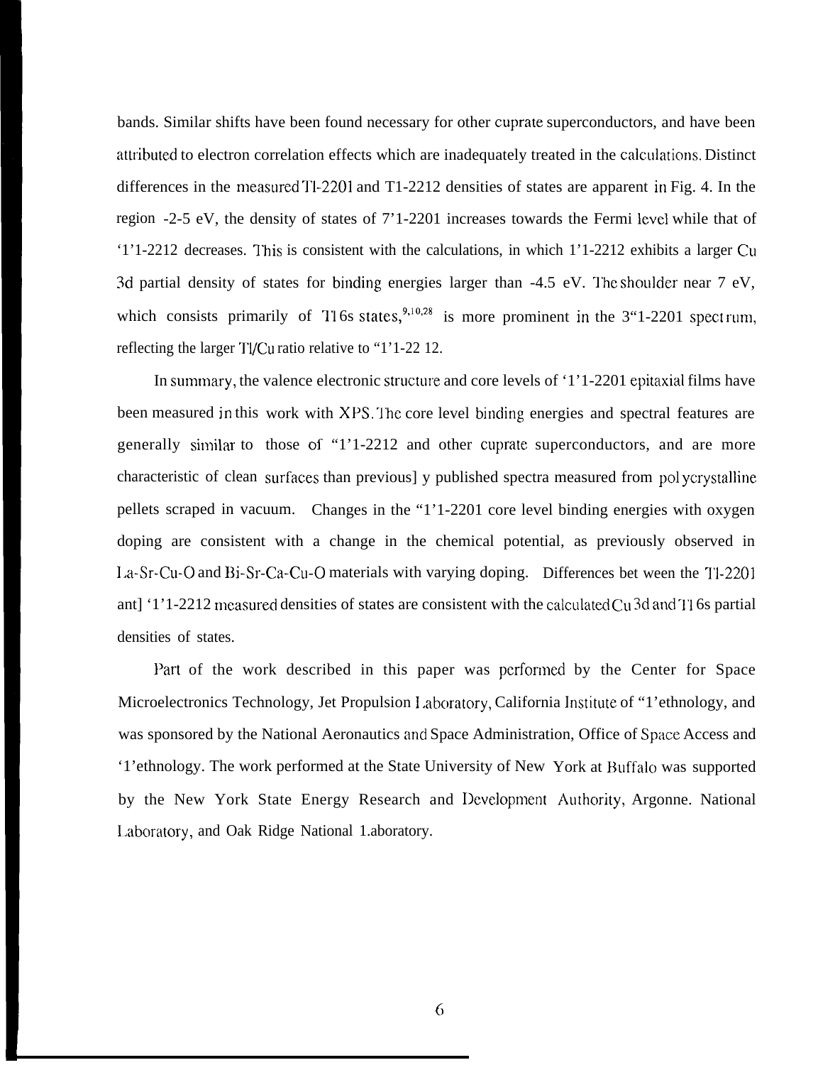bands. Similar shifts have been found necessary for other cuprate superconductors, and have been attributed to electron correlation effects which are inadequately treated in the calculations. Distinct differences in the measured Tl-2201 and T1-2212 densities of states are apparent in Fig. 4. In the region -2-5 eV, the density of states of 7'1-2201 increases towards the Fermi level while that of '1'1-2212 decreases. This is consistent with the calculations, in which 1'1-2212 exhibits a larger Cu 3d partial density of states for binding energies larger than -4.5 eV. The shoulder near 7 eV, which consists primarily of Tl 6s states,[9,10,28] is more prominent in the 3"1-2201 spectrum, reflecting the larger Tl/Cu ratio relative to "1'1-22 12.

In summary, the valence electronic structure and core levels of '1'1-2201 epitaxial films have been measured in this work with XPS. The core level binding energies and spectral features are generally similar to those of "1'1-2212 and other cuprate superconductors, and are more characteristic of clean surfaces than previous] y published spectra measured from pol ycrystalline pellets scraped in vacuum. Changes in the "1'1-2201 core level binding energies with oxygen doping are consistent with a change in the chemical potential, as previously observed in La-Sr-Cu-O and Bi-Sr-Ca-Cu-O materials with varying doping. Differences bet ween the Tl-2201 ant] '1'1-2212 measured densities of states are consistent with the calculated Cu 3d and Tl 6s partial densities of states.

Part of the work described in this paper was performed by the Center for Space Microelectronics Technology, Jet Propulsion Laboratory, California Institute of "1'ethnology, and was sponsored by the National Aeronautics and Space Administration, Office of Space Access and '1'ethnology. The work performed at the State University of New York at Buffalo was supported by the New York State Energy Research and Development Authority, Argonne. National Laboratory, and Oak Ridge National 1.aboratory.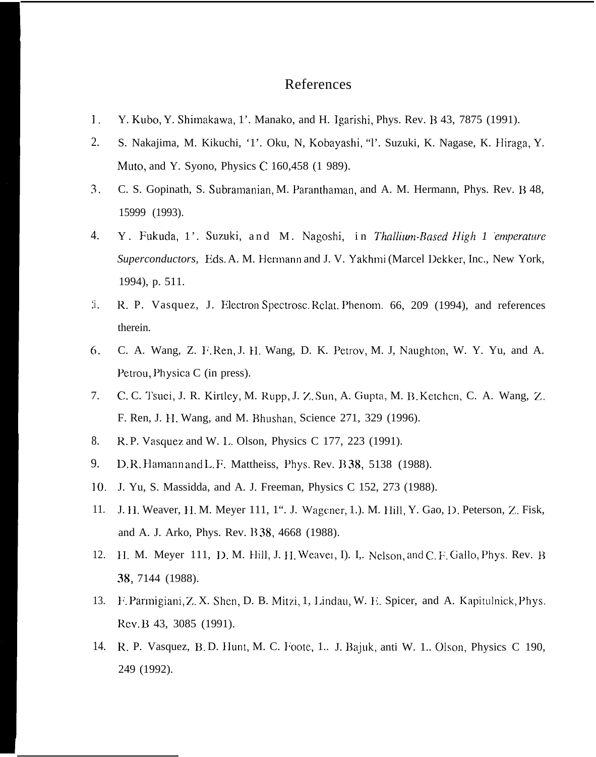# References

1. Y. Kubo, Y. Shimakawa, 1'. Manako, and H. Igarishi, Phys. Rev. B 43, 7875 (1991).
2. S. Nakajima, M. Kikuchi, '1'. Oku, N, Kobayashi, "l'. Suzuki, K. Nagase, K. Hiraga, Y. Muto, and Y. Syono, Physics C 160,458 (1 989).
3. C. S. Gopinath, S. Subramanian, M. Paranthaman, and A. M. Hermann, Phys. Rev. B 48, 15999 (1993).
4. Y. Fukuda, 1'. Suzuki, and M. Nagoshi, in *Thallium-Based High 1 'emperature Superconductors,* Eds. A. M. Hermann and J. V. Yakhmi (Marcel Dekker, Inc., New York, 1994), p. 511.
5. R. P. Vasquez, J. Electron Spectrosc. Relat. Phenom. 66, 209 (1994), and references therein.
6. C. A. Wang, Z. F. Ren, J. H. Wang, D. K. Petrov, M. J, Naughton, W. Y. Yu, and A. Petrou, Physica C (in press).
7. C. C. Tsuei, J. R. Kirtley, M. Rupp, J. Z. Sun, A. Gupta, M. B. Ketchen, C. A. Wang, Z. F. Ren, J. H. Wang, and M. Bhushan, Science 271, 329 (1996).
8. R. P. Vasquez and W. L. Olson, Physics C 177, 223 (1991).
9. D. R. Hamann and L. F. Mattheiss, Phys. Rev. B 38, 5138 (1988).
10. J. Yu, S. Massidda, and A. J. Freeman, Physics C 152, 273 (1988).
11. J. H. Weaver, H. M. Meyer 111, 1". J. Wagener, 1.). M. Hill, Y. Gao, D. Peterson, Z. Fisk, and A. J. Arko, Phys. Rev. B 38, 4668 (1988).
12. H. M. Meyer 111, D. M. Hill, J. H. Weaver, I). I,. Nelson, and C. F. Gallo, Phys. Rev. B **38**, 7144 (1988).
13. F. Parmigiani, Z. X. Shen, D. B. Mitzi, 1, Lindau, W. E. Spicer, and A. Kapitulnick, Phys. Rev. B 43, 3085 (1991).
14. R. P. Vasquez, B. D. Hunt, M. C. Foote, 1.. J. Bajuk, anti W. 1.. Olson, Physics C 190, 249 (1992).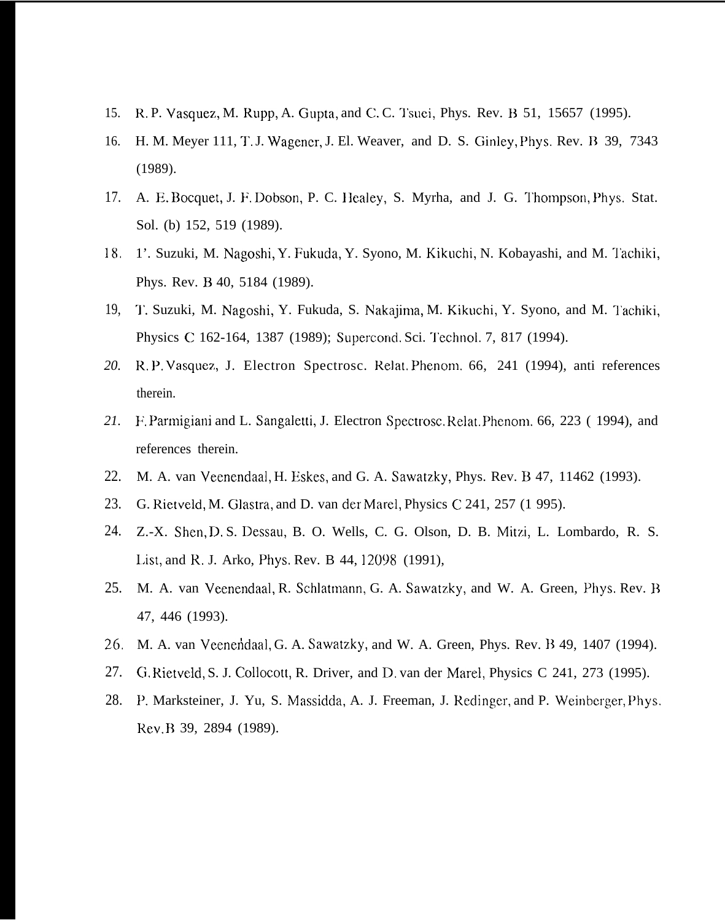15. R. P. Vasquez, M. Rupp, A. Gupta, and C. C. Tsuei, Phys. Rev. B 51, 15657 (1995).
16. H. M. Meyer 111, T. J. Wagener, J. El. Weaver, and D. S. Ginley, Phys. Rev. B 39, 7343 (1989).
17. A. E. Bocquet, J. F. Dobson, P. C. Healey, S. Myrha, and J. G. Thompson, Phys. Stat. Sol. (b) 152, 519 (1989).
18. 1'. Suzuki, M. Nagoshi, Y. Fukuda, Y. Syono, M. Kikuchi, N. Kobayashi, and M. Tachiki, Phys. Rev. B 40, 5184 (1989).
19. T. Suzuki, M. Nagoshi, Y. Fukuda, S. Nakajima, M. Kikuchi, Y. Syono, and M. Tachiki, Physics C 162-164, 1387 (1989); Supercond. Sci. Technol. 7, 817 (1994).
20. R. P. Vasquez, J. Electron Spectrosc. Relat. Phenom. 66, 241 (1994), anti references therein.
21. F. Parmigiani and L. Sangaletti, J. Electron Spectrosc. Relat. Phenom. 66, 223 ( 1994), and references therein.
22. M. A. van Veenendaal, H. Eskes, and G. A. Sawatzky, Phys. Rev. B 47, 11462 (1993).
23. G. Rietveld, M. Glastra, and D. van der Marel, Physics C 241, 257 (1 995).
24. Z.-X. Shen, D. S. Dessau, B. O. Wells, C. G. Olson, D. B. Mitzi, L. Lombardo, R. S. List, and R. J. Arko, Phys. Rev. B 44, 12098 (1991),
25. M. A. van Veenendaal, R. Schlatmann, G. A. Sawatzky, and W. A. Green, Phys. Rev. B 47, 446 (1993).
26. M. A. van Veenendaal, G. A. Sawatzky, and W. A. Green, Phys. Rev. B 49, 1407 (1994).
27. G. Rietveld, S. J. Collocott, R. Driver, and D. van der Marel, Physics C 241, 273 (1995).
28. P. Marksteiner, J. Yu, S. Massidda, A. J. Freeman, J. Redinger, and P. Weinberger, Phys. Rev. B 39, 2894 (1989).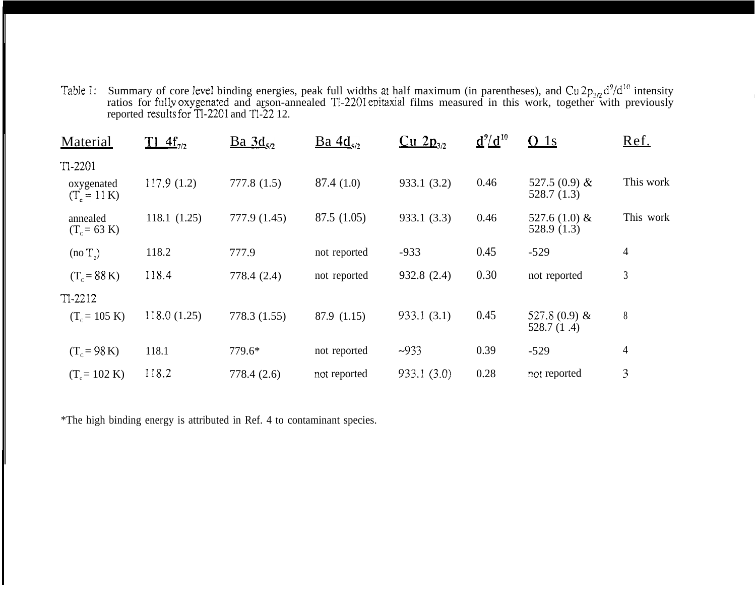Table 1: Summary of core level binding energies, peak full widths at half maximum (in parentheses), and Cu $2p_{3/2}$ $d^9/d^{10}$ intensity ratios for fully oxygenated and argon-annealed Tl-2201 epitaxial films measured in this work, together with previously reported results for Tl-2201 and Tl-22 12.

| Material | Tl $4f_{7/2}$ | Ba $3d_{5/2}$ | Ba $4d_{5/2}$ | Cu $2p_{3/2}$ | $d^9/d^{10}$ | O 1s | Ref. |
|---|---|---|---|---|---|---|---|
| **Tl-2201** | | | | | | | |
| oxygenated ($T_c$ = 11 K) | 117.9 (1.2) | 777.8 (1.5) | 87.4 (1.0) | 933.1 (3.2) | 0.46 | 527.5 (0.9) & 528.7 (1.3) | This work |
| annealed ($T_c$ = 63 K) | 118.1 (1.25) | 777.9 (1.45) | 87.5 (1.05) | 933.1 (3.3) | 0.46 | 527.6 (1.0) & 528.9 (1.3) | This work |
| (no $T_c$) | 118.2 | 777.9 | not reported | -933 | 0.45 | -529 | 4 |
| ($T_c$ = 88 K) | 118.4 | 778.4 (2.4) | not reported | 932.8 (2.4) | 0.30 | not reported | 3 |
| **Tl-2212** | | | | | | | |
| ($T_c$ = 105 K) | 118.0 (1.25) | 778.3 (1.55) | 87.9 (1.15) | 933.1 (3.1) | 0.45 | 527.8 (0.9) & 528.7 (1 .4) | 8 |
| ($T_c$ = 98 K) | 118.1 | 779.6* | not reported | ~933 | 0.39 | -529 | 4 |
| ($T_c$ = 102 K) | 118.2 | 778.4 (2.6) | not reported | 933.1 (3.0) | 0.28 | not reported | 3 |

*The high binding energy is attributed in Ref. 4 to contaminant species.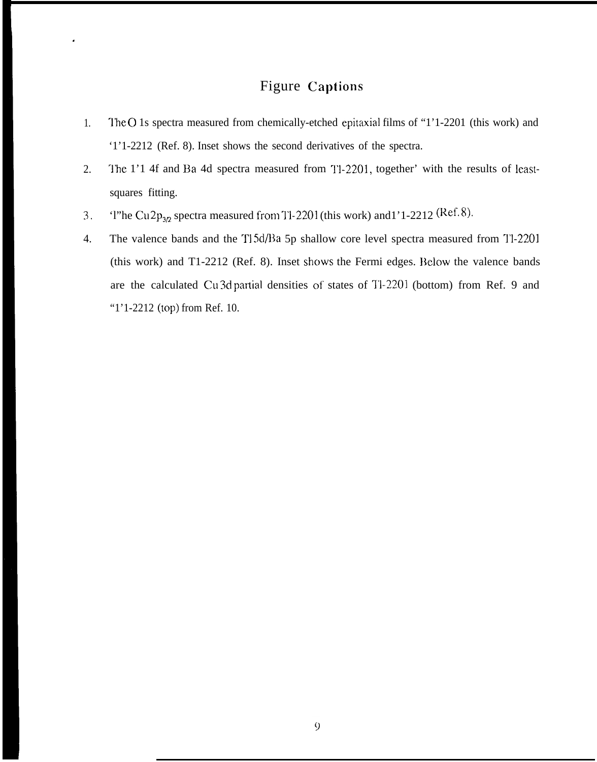# Figure Captions

1. The O 1s spectra measured from chemically-etched epitaxial films of "1'1-2201 (this work) and '1'1-2212 (Ref. 8). Inset shows the second derivatives of the spectra.

2. The 1'1 4f and Ba 4d spectra measured from Tl-2201, together' with the results of least-squares fitting.

3. 'l"he Cu $2p_{3/2}$ spectra measured from Tl-2201 (this work) and1'1-2212 (Ref. 8).

4. The valence bands and the Tl 5d/Ba 5p shallow core level spectra measured from Tl-2201 (this work) and T1-2212 (Ref. 8). Inset shows the Fermi edges. Below the valence bands are the calculated Cu 3d partial densities of states of Tl-2201 (bottom) from Ref. 9 and "1'1-2212 (top) from Ref. 10.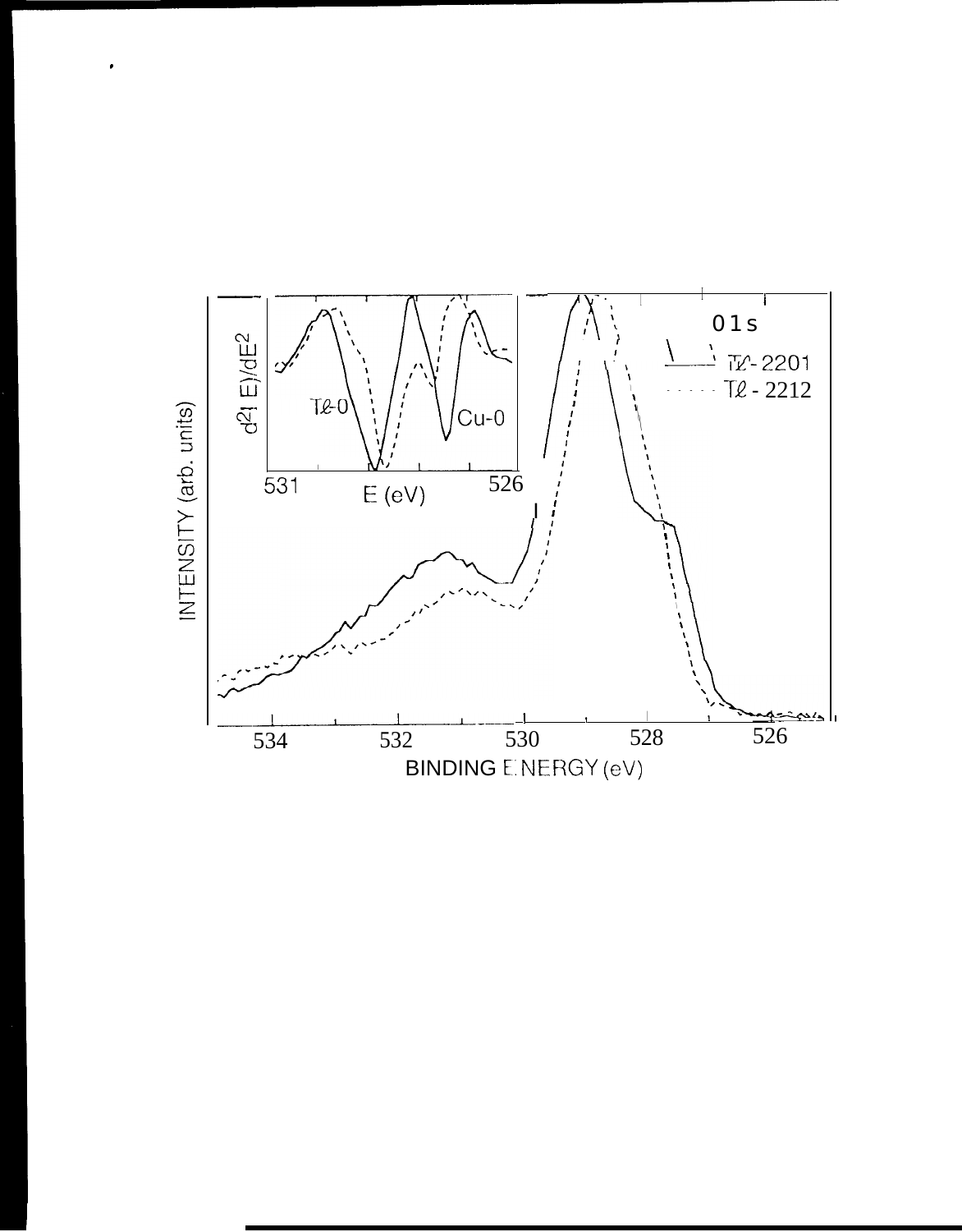O1s

Tl-2201

Tl-2212

d²I(E)/dE²

Tl-O

Cu-O

531

526

E (eV)

INTENSITY (arb. units)

534

532

530

528

526

BINDING ENERGY (eV)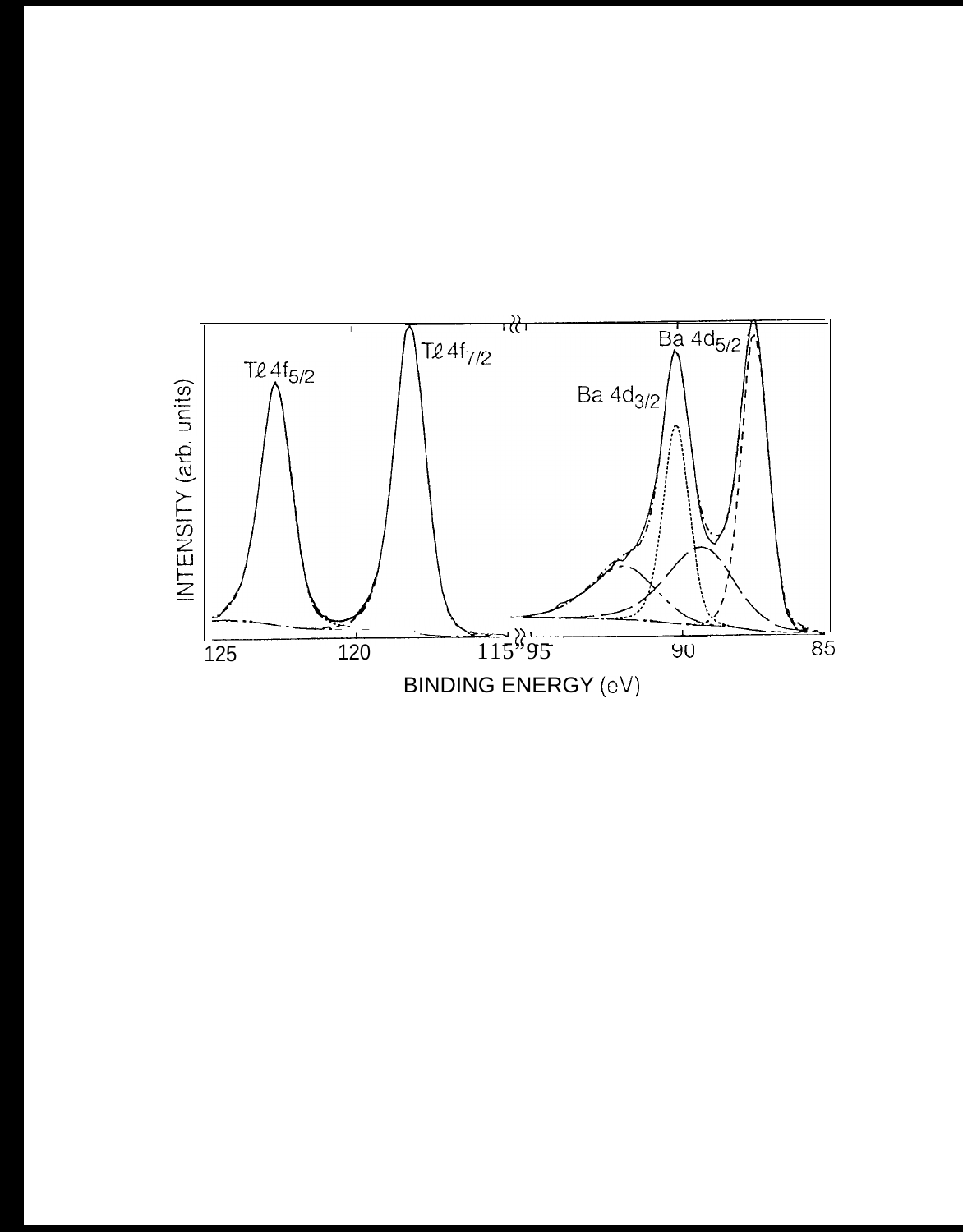Tℓ 4f$_{5/2}$

Tℓ 4f$_{7/2}$

Ba 4d$_{5/2}$

Ba 4d$_{3/2}$

INTENSITY (arb. units)

125
120
115
95
90
85

BINDING ENERGY (eV)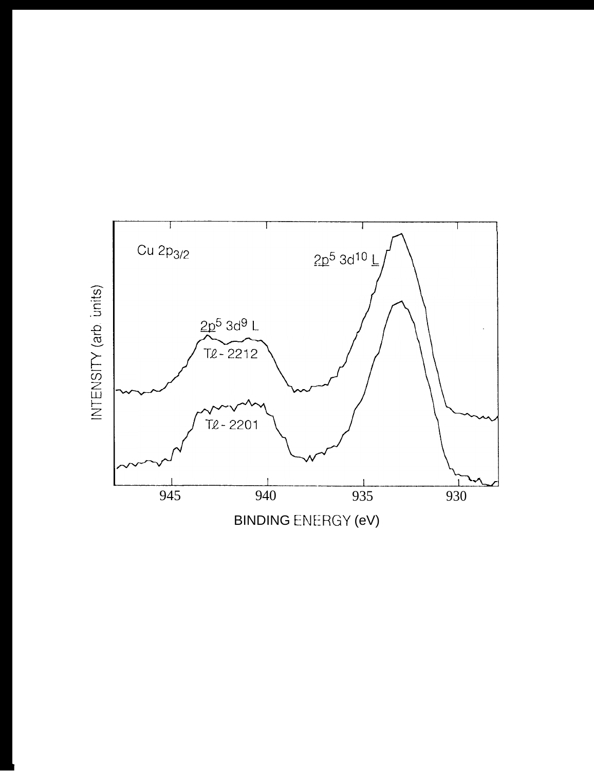Cu $2p_{3/2}$

$\underline{2p}^5\ 3d^{10}\ \underline{L}$

$\underline{2p}^5\ 3d^9\ L$

Tℓ - 2212

Tℓ - 2201

INTENSITY (arb. units)

945

940

935

930

BINDING ENERGY (eV)